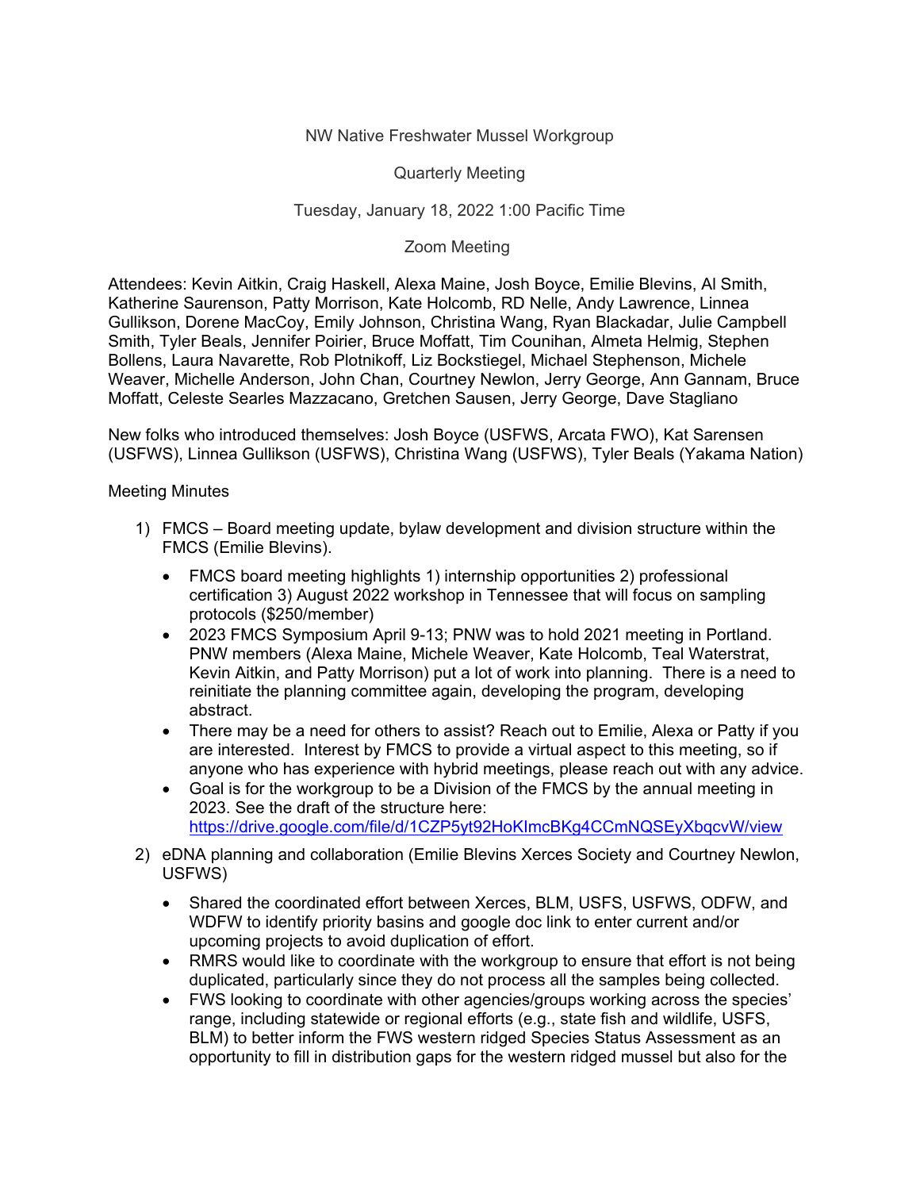NW Native Freshwater Mussel Workgroup

Quarterly Meeting

Tuesday, January 18, 2022 1:00 Pacific Time

Zoom Meeting

Attendees: Kevin Aitkin, Craig Haskell, Alexa Maine, Josh Boyce, Emilie Blevins, Al Smith, Katherine Saurenson, Patty Morrison, Kate Holcomb, RD Nelle, Andy Lawrence, Linnea Gullikson, Dorene MacCoy, Emily Johnson, Christina Wang, Ryan Blackadar, Julie Campbell Smith, Tyler Beals, Jennifer Poirier, Bruce Moffatt, Tim Counihan, Almeta Helmig, Stephen Bollens, Laura Navarette, Rob Plotnikoff, Liz Bockstiegel, Michael Stephenson, Michele Weaver, Michelle Anderson, John Chan, Courtney Newlon, Jerry George, Ann Gannam, Bruce Moffatt, Celeste Searles Mazzacano, Gretchen Sausen, Jerry George, Dave Stagliano

New folks who introduced themselves: Josh Boyce (USFWS, Arcata FWO), Kat Sarensen (USFWS), Linnea Gullikson (USFWS), Christina Wang (USFWS), Tyler Beals (Yakama Nation)

Meeting Minutes

1) FMCS – Board meeting update, bylaw development and division structure within the FMCS (Emilie Blevins).
   - FMCS board meeting highlights 1) internship opportunities 2) professional certification 3) August 2022 workshop in Tennessee that will focus on sampling protocols ($250/member)
   - 2023 FMCS Symposium April 9-13; PNW was to hold 2021 meeting in Portland. PNW members (Alexa Maine, Michele Weaver, Kate Holcomb, Teal Waterstrat, Kevin Aitkin, and Patty Morrison) put a lot of work into planning. There is a need to reinitiate the planning committee again, developing the program, developing abstract.
   - There may be a need for others to assist? Reach out to Emilie, Alexa or Patty if you are interested. Interest by FMCS to provide a virtual aspect to this meeting, so if anyone who has experience with hybrid meetings, please reach out with any advice.
   - Goal is for the workgroup to be a Division of the FMCS by the annual meeting in 2023. See the draft of the structure here: https://drive.google.com/file/d/1CZP5yt92HoKImcBKg4CCmNQSEyXbqcvW/view
2) eDNA planning and collaboration (Emilie Blevins Xerces Society and Courtney Newlon, USFWS)
   - Shared the coordinated effort between Xerces, BLM, USFS, USFWS, ODFW, and WDFW to identify priority basins and google doc link to enter current and/or upcoming projects to avoid duplication of effort.
   - RMRS would like to coordinate with the workgroup to ensure that effort is not being duplicated, particularly since they do not process all the samples being collected.
   - FWS looking to coordinate with other agencies/groups working across the species' range, including statewide or regional efforts (e.g., state fish and wildlife, USFS, BLM) to better inform the FWS western ridged Species Status Assessment as an opportunity to fill in distribution gaps for the western ridged mussel but also for the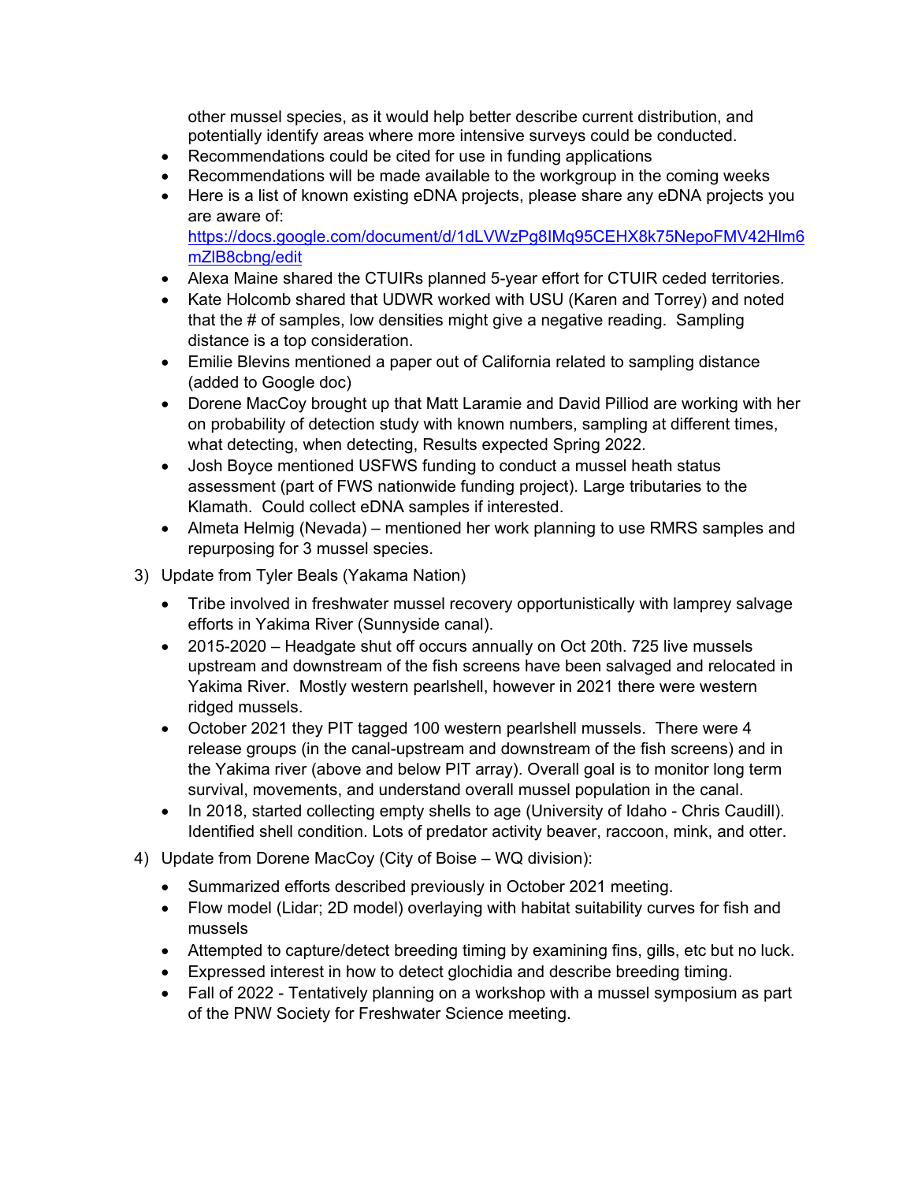other mussel species, as it would help better describe current distribution, and potentially identify areas where more intensive surveys could be conducted.

- Recommendations could be cited for use in funding applications
- Recommendations will be made available to the workgroup in the coming weeks
- Here is a list of known existing eDNA projects, please share any eDNA projects you are aware of: https://docs.google.com/document/d/1dLVWzPg8IMq95CEHX8k75NepoFMV42Hlm6mZlB8cbng/edit
- Alexa Maine shared the CTUIRs planned 5-year effort for CTUIR ceded territories.
- Kate Holcomb shared that UDWR worked with USU (Karen and Torrey) and noted that the # of samples, low densities might give a negative reading. Sampling distance is a top consideration.
- Emilie Blevins mentioned a paper out of California related to sampling distance (added to Google doc)
- Dorene MacCoy brought up that Matt Laramie and David Pilliod are working with her on probability of detection study with known numbers, sampling at different times, what detecting, when detecting, Results expected Spring 2022.
- Josh Boyce mentioned USFWS funding to conduct a mussel heath status assessment (part of FWS nationwide funding project). Large tributaries to the Klamath. Could collect eDNA samples if interested.
- Almeta Helmig (Nevada) – mentioned her work planning to use RMRS samples and repurposing for 3 mussel species.

3) Update from Tyler Beals (Yakama Nation)

- Tribe involved in freshwater mussel recovery opportunistically with lamprey salvage efforts in Yakima River (Sunnyside canal).
- 2015-2020 – Headgate shut off occurs annually on Oct 20th. 725 live mussels upstream and downstream of the fish screens have been salvaged and relocated in Yakima River. Mostly western pearlshell, however in 2021 there were western ridged mussels.
- October 2021 they PIT tagged 100 western pearlshell mussels. There were 4 release groups (in the canal-upstream and downstream of the fish screens) and in the Yakima river (above and below PIT array). Overall goal is to monitor long term survival, movements, and understand overall mussel population in the canal.
- In 2018, started collecting empty shells to age (University of Idaho - Chris Caudill). Identified shell condition. Lots of predator activity beaver, raccoon, mink, and otter.

4) Update from Dorene MacCoy (City of Boise – WQ division):

- Summarized efforts described previously in October 2021 meeting.
- Flow model (Lidar; 2D model) overlaying with habitat suitability curves for fish and mussels
- Attempted to capture/detect breeding timing by examining fins, gills, etc but no luck.
- Expressed interest in how to detect glochidia and describe breeding timing.
- Fall of 2022 - Tentatively planning on a workshop with a mussel symposium as part of the PNW Society for Freshwater Science meeting.